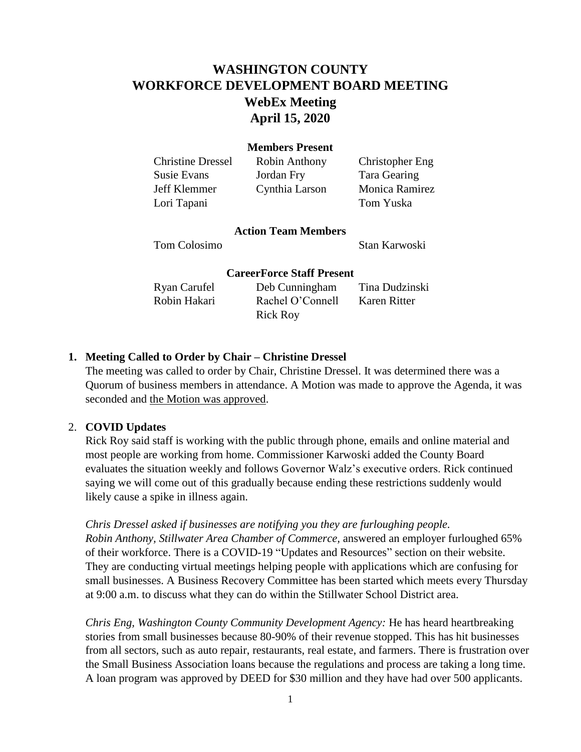# WASHINGTON COUNTY
# WORKFORCE DEVELOPMENT BOARD MEETING
## WebEx Meeting
## April 15, 2020

### Members Present

| | | |
|---|---|---|
| Christine Dressel | Robin Anthony | Christopher Eng |
| Susie Evans | Jordan Fry | Tara Gearing |
| Jeff Klemmer | Cynthia Larson | Monica Ramirez |
| Lori Tapani | | Tom Yuska |

### Action Team Members

| | |
|---|---|
| Tom Colosimo | Stan Karwoski |

### CareerForce Staff Present

| | | |
|---|---|---|
| Ryan Carufel | Deb Cunningham | Tina Dudzinski |
| Robin Hakari | Rachel O'Connell | Karen Ritter |
| | Rick Roy | |

1. **Meeting Called to Order by Chair – Christine Dressel**

   The meeting was called to order by Chair, Christine Dressel. It was determined there was a Quorum of business members in attendance. A Motion was made to approve the Agenda, it was seconded and <u>the Motion was approved</u>.

2. **COVID Updates**

   Rick Roy said staff is working with the public through phone, emails and online material and most people are working from home. Commissioner Karwoski added the County Board evaluates the situation weekly and follows Governor Walz's executive orders. Rick continued saying we will come out of this gradually because ending these restrictions suddenly would likely cause a spike in illness again.

   *Chris Dressel asked if businesses are notifying you they are furloughing people.*
   *Robin Anthony, Stillwater Area Chamber of Commerce,* answered an employer furloughed 65% of their workforce. There is a COVID-19 "Updates and Resources" section on their website. They are conducting virtual meetings helping people with applications which are confusing for small businesses. A Business Recovery Committee has been started which meets every Thursday at 9:00 a.m. to discuss what they can do within the Stillwater School District area.

   *Chris Eng, Washington County Community Development Agency:* He has heard heartbreaking stories from small businesses because 80-90% of their revenue stopped. This has hit businesses from all sectors, such as auto repair, restaurants, real estate, and farmers. There is frustration over the Small Business Association loans because the regulations and process are taking a long time. A loan program was approved by DEED for $30 million and they have had over 500 applicants.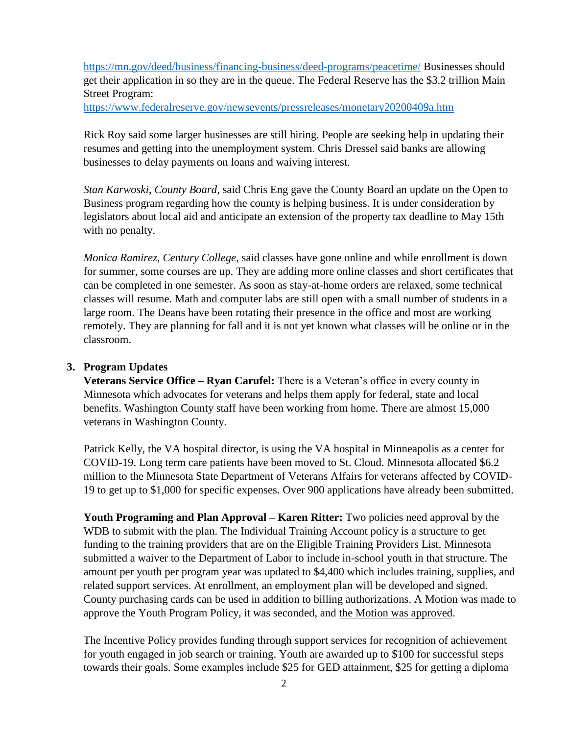https://mn.gov/deed/business/financing-business/deed-programs/peacetime/ Businesses should get their application in so they are in the queue. The Federal Reserve has the $3.2 trillion Main Street Program:
https://www.federalreserve.gov/newsevents/pressreleases/monetary20200409a.htm

Rick Roy said some larger businesses are still hiring. People are seeking help in updating their resumes and getting into the unemployment system. Chris Dressel said banks are allowing businesses to delay payments on loans and waiving interest.

*Stan Karwoski, County Board*, said Chris Eng gave the County Board an update on the Open to Business program regarding how the county is helping business. It is under consideration by legislators about local aid and anticipate an extension of the property tax deadline to May 15th with no penalty.

*Monica Ramirez, Century College*, said classes have gone online and while enrollment is down for summer, some courses are up. They are adding more online classes and short certificates that can be completed in one semester. As soon as stay-at-home orders are relaxed, some technical classes will resume. Math and computer labs are still open with a small number of students in a large room. The Deans have been rotating their presence in the office and most are working remotely. They are planning for fall and it is not yet known what classes will be online or in the classroom.

**3. Program Updates**

**Veterans Service Office – Ryan Carufel:** There is a Veteran's office in every county in Minnesota which advocates for veterans and helps them apply for federal, state and local benefits. Washington County staff have been working from home. There are almost 15,000 veterans in Washington County.

Patrick Kelly, the VA hospital director, is using the VA hospital in Minneapolis as a center for COVID-19. Long term care patients have been moved to St. Cloud. Minnesota allocated $6.2 million to the Minnesota State Department of Veterans Affairs for veterans affected by COVID-19 to get up to $1,000 for specific expenses. Over 900 applications have already been submitted.

**Youth Programing and Plan Approval – Karen Ritter:** Two policies need approval by the WDB to submit with the plan. The Individual Training Account policy is a structure to get funding to the training providers that are on the Eligible Training Providers List. Minnesota submitted a waiver to the Department of Labor to include in-school youth in that structure. The amount per youth per program year was updated to $4,400 which includes training, supplies, and related support services. At enrollment, an employment plan will be developed and signed. County purchasing cards can be used in addition to billing authorizations. A Motion was made to approve the Youth Program Policy, it was seconded, and the Motion was approved.

The Incentive Policy provides funding through support services for recognition of achievement for youth engaged in job search or training. Youth are awarded up to $100 for successful steps towards their goals. Some examples include $25 for GED attainment, $25 for getting a diploma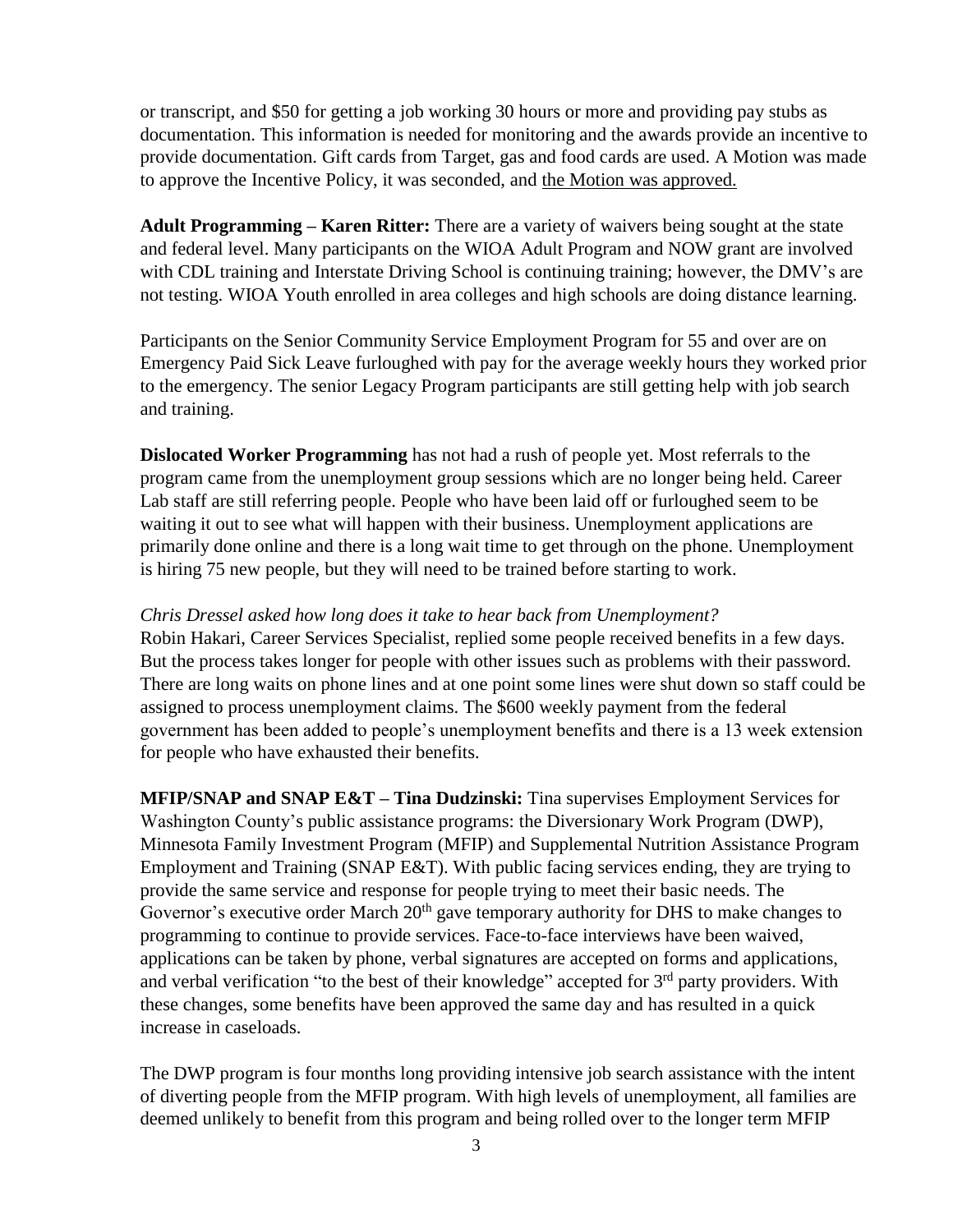or transcript, and $50 for getting a job working 30 hours or more and providing pay stubs as documentation. This information is needed for monitoring and the awards provide an incentive to provide documentation. Gift cards from Target, gas and food cards are used. A Motion was made to approve the Incentive Policy, it was seconded, and the Motion was approved.

**Adult Programming – Karen Ritter:** There are a variety of waivers being sought at the state and federal level. Many participants on the WIOA Adult Program and NOW grant are involved with CDL training and Interstate Driving School is continuing training; however, the DMV's are not testing. WIOA Youth enrolled in area colleges and high schools are doing distance learning.

Participants on the Senior Community Service Employment Program for 55 and over are on Emergency Paid Sick Leave furloughed with pay for the average weekly hours they worked prior to the emergency. The senior Legacy Program participants are still getting help with job search and training.

**Dislocated Worker Programming** has not had a rush of people yet. Most referrals to the program came from the unemployment group sessions which are no longer being held. Career Lab staff are still referring people. People who have been laid off or furloughed seem to be waiting it out to see what will happen with their business. Unemployment applications are primarily done online and there is a long wait time to get through on the phone. Unemployment is hiring 75 new people, but they will need to be trained before starting to work.

*Chris Dressel asked how long does it take to hear back from Unemployment?*
Robin Hakari, Career Services Specialist, replied some people received benefits in a few days. But the process takes longer for people with other issues such as problems with their password. There are long waits on phone lines and at one point some lines were shut down so staff could be assigned to process unemployment claims. The $600 weekly payment from the federal government has been added to people's unemployment benefits and there is a 13 week extension for people who have exhausted their benefits.

**MFIP/SNAP and SNAP E&T – Tina Dudzinski:** Tina supervises Employment Services for Washington County's public assistance programs: the Diversionary Work Program (DWP), Minnesota Family Investment Program (MFIP) and Supplemental Nutrition Assistance Program Employment and Training (SNAP E&T). With public facing services ending, they are trying to provide the same service and response for people trying to meet their basic needs. The Governor's executive order March 20th gave temporary authority for DHS to make changes to programming to continue to provide services. Face-to-face interviews have been waived, applications can be taken by phone, verbal signatures are accepted on forms and applications, and verbal verification "to the best of their knowledge" accepted for 3rd party providers. With these changes, some benefits have been approved the same day and has resulted in a quick increase in caseloads.

The DWP program is four months long providing intensive job search assistance with the intent of diverting people from the MFIP program. With high levels of unemployment, all families are deemed unlikely to benefit from this program and being rolled over to the longer term MFIP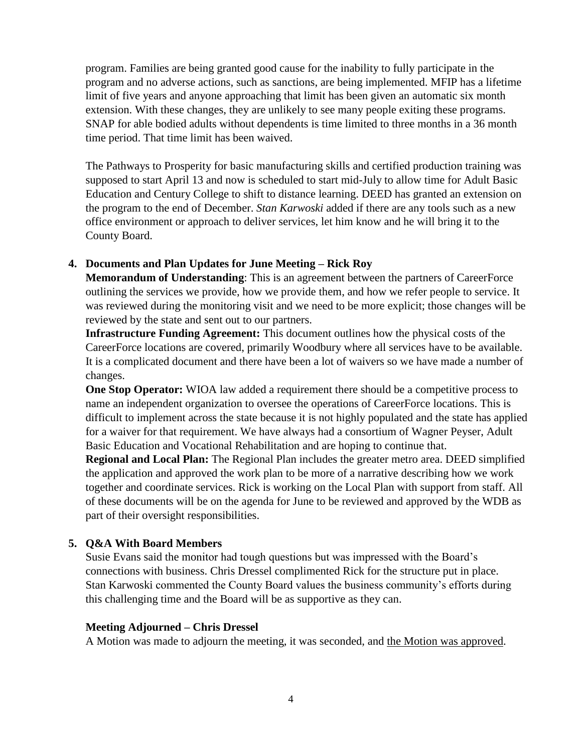program. Families are being granted good cause for the inability to fully participate in the program and no adverse actions, such as sanctions, are being implemented. MFIP has a lifetime limit of five years and anyone approaching that limit has been given an automatic six month extension. With these changes, they are unlikely to see many people exiting these programs. SNAP for able bodied adults without dependents is time limited to three months in a 36 month time period. That time limit has been waived.

The Pathways to Prosperity for basic manufacturing skills and certified production training was supposed to start April 13 and now is scheduled to start mid-July to allow time for Adult Basic Education and Century College to shift to distance learning. DEED has granted an extension on the program to the end of December. *Stan Karwoski* added if there are any tools such as a new office environment or approach to deliver services, let him know and he will bring it to the County Board.

**4. Documents and Plan Updates for June Meeting – Rick Roy**

**Memorandum of Understanding**: This is an agreement between the partners of CareerForce outlining the services we provide, how we provide them, and how we refer people to service. It was reviewed during the monitoring visit and we need to be more explicit; those changes will be reviewed by the state and sent out to our partners.

**Infrastructure Funding Agreement:** This document outlines how the physical costs of the CareerForce locations are covered, primarily Woodbury where all services have to be available. It is a complicated document and there have been a lot of waivers so we have made a number of changes.

**One Stop Operator:** WIOA law added a requirement there should be a competitive process to name an independent organization to oversee the operations of CareerForce locations. This is difficult to implement across the state because it is not highly populated and the state has applied for a waiver for that requirement. We have always had a consortium of Wagner Peyser, Adult Basic Education and Vocational Rehabilitation and are hoping to continue that.

**Regional and Local Plan:** The Regional Plan includes the greater metro area. DEED simplified the application and approved the work plan to be more of a narrative describing how we work together and coordinate services. Rick is working on the Local Plan with support from staff. All of these documents will be on the agenda for June to be reviewed and approved by the WDB as part of their oversight responsibilities.

**5. Q&A With Board Members**

Susie Evans said the monitor had tough questions but was impressed with the Board's connections with business. Chris Dressel complimented Rick for the structure put in place. Stan Karwoski commented the County Board values the business community's efforts during this challenging time and the Board will be as supportive as they can.

**Meeting Adjourned – Chris Dressel**

A Motion was made to adjourn the meeting, it was seconded, and the Motion was approved.